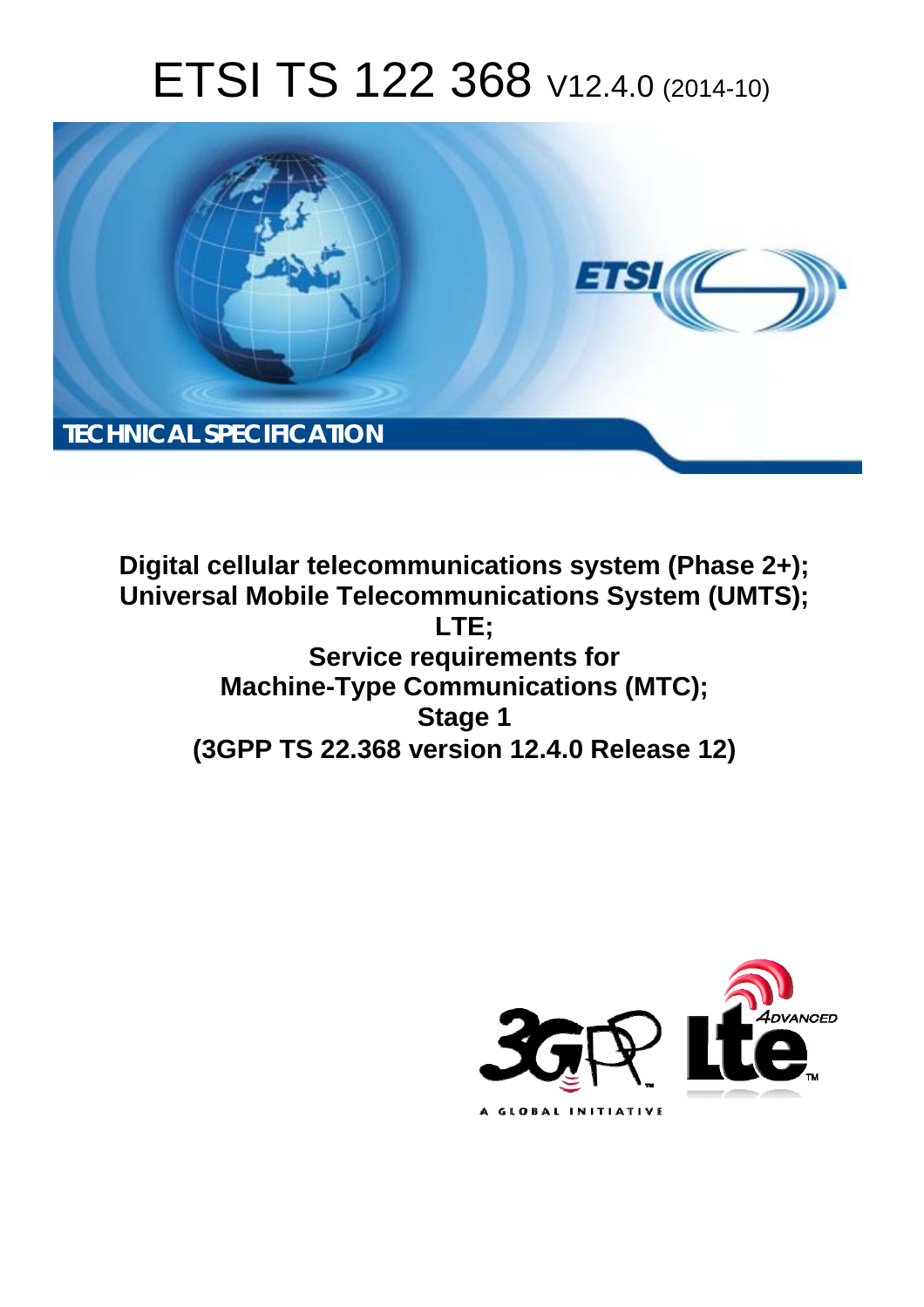# ETSI TS 122 368 V12.4.0 (2014-10)

TECHNICAL SPECIFICATION

**Digital cellular telecommunications system (Phase 2+);**
**Universal Mobile Telecommunications System (UMTS);**
**LTE;**
**Service requirements for**
**Machine-Type Communications (MTC);**
**Stage 1**
**(3GPP TS 22.368 version 12.4.0 Release 12)**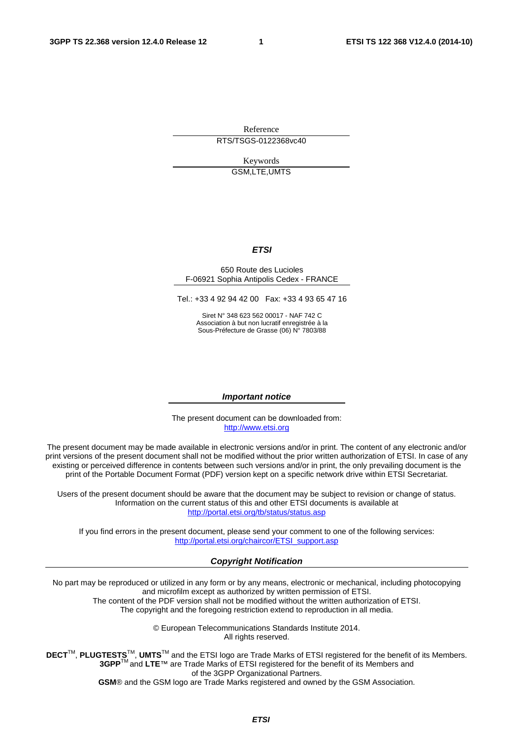Reference

RTS/TSGS-0122368vc40

Keywords

GSM,LTE,UMTS

***ETSI***

650 Route des Lucioles
F-06921 Sophia Antipolis Cedex - FRANCE

Tel.: +33 4 92 94 42 00   Fax: +33 4 93 65 47 16

Siret N° 348 623 562 00017 - NAF 742 C
Association à but non lucratif enregistrée à la
Sous-Préfecture de Grasse (06) N° 7803/88

***Important notice***

The present document can be downloaded from:
http://www.etsi.org

The present document may be made available in electronic versions and/or in print. The content of any electronic and/or print versions of the present document shall not be modified without the prior written authorization of ETSI. In case of any existing or perceived difference in contents between such versions and/or in print, the only prevailing document is the print of the Portable Document Format (PDF) version kept on a specific network drive within ETSI Secretariat.

Users of the present document should be aware that the document may be subject to revision or change of status. Information on the current status of this and other ETSI documents is available at
http://portal.etsi.org/tb/status/status.asp

If you find errors in the present document, please send your comment to one of the following services:
http://portal.etsi.org/chaircor/ETSI_support.asp

***Copyright Notification***

No part may be reproduced or utilized in any form or by any means, electronic or mechanical, including photocopying and microfilm except as authorized by written permission of ETSI.
The content of the PDF version shall not be modified without the written authorization of ETSI.
The copyright and the foregoing restriction extend to reproduction in all media.

© European Telecommunications Standards Institute 2014.
All rights reserved.

**DECT**™, **PLUGTESTS**™, **UMTS**™ and the ETSI logo are Trade Marks of ETSI registered for the benefit of its Members.
**3GPP**™ and **LTE**™ are Trade Marks of ETSI registered for the benefit of its Members and of the 3GPP Organizational Partners.
**GSM**® and the GSM logo are Trade Marks registered and owned by the GSM Association.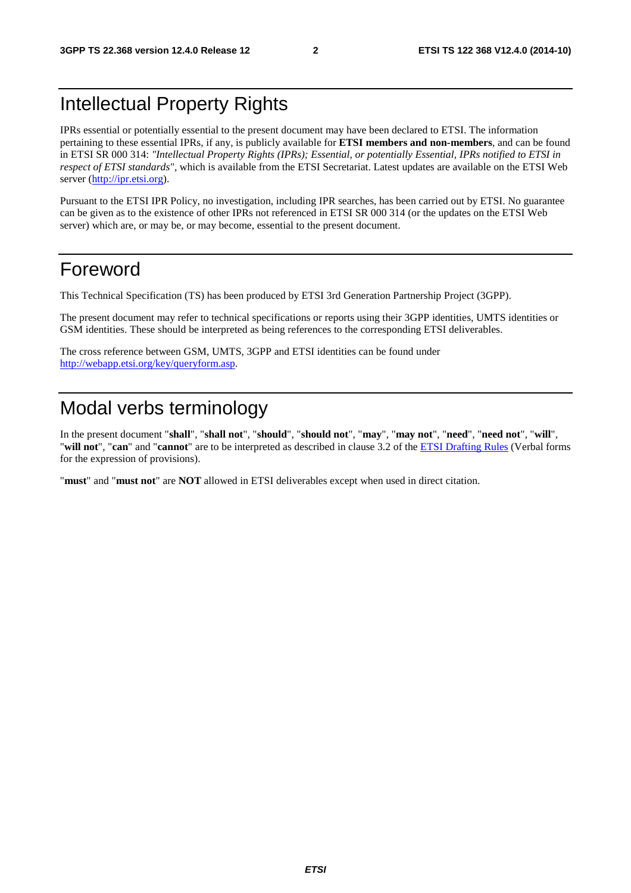# Intellectual Property Rights

IPRs essential or potentially essential to the present document may have been declared to ETSI. The information pertaining to these essential IPRs, if any, is publicly available for **ETSI members and non-members**, and can be found in ETSI SR 000 314: *"Intellectual Property Rights (IPRs); Essential, or potentially Essential, IPRs notified to ETSI in respect of ETSI standards"*, which is available from the ETSI Secretariat. Latest updates are available on the ETSI Web server (http://ipr.etsi.org).

Pursuant to the ETSI IPR Policy, no investigation, including IPR searches, has been carried out by ETSI. No guarantee can be given as to the existence of other IPRs not referenced in ETSI SR 000 314 (or the updates on the ETSI Web server) which are, or may be, or may become, essential to the present document.

# Foreword

This Technical Specification (TS) has been produced by ETSI 3rd Generation Partnership Project (3GPP).

The present document may refer to technical specifications or reports using their 3GPP identities, UMTS identities or GSM identities. These should be interpreted as being references to the corresponding ETSI deliverables.

The cross reference between GSM, UMTS, 3GPP and ETSI identities can be found under http://webapp.etsi.org/key/queryform.asp.

# Modal verbs terminology

In the present document "**shall**", "**shall not**", "**should**", "**should not**", "**may**", "**may not**", "**need**", "**need not**", "**will**", "**will not**", "**can**" and "**cannot**" are to be interpreted as described in clause 3.2 of the ETSI Drafting Rules (Verbal forms for the expression of provisions).

"**must**" and "**must not**" are **NOT** allowed in ETSI deliverables except when used in direct citation.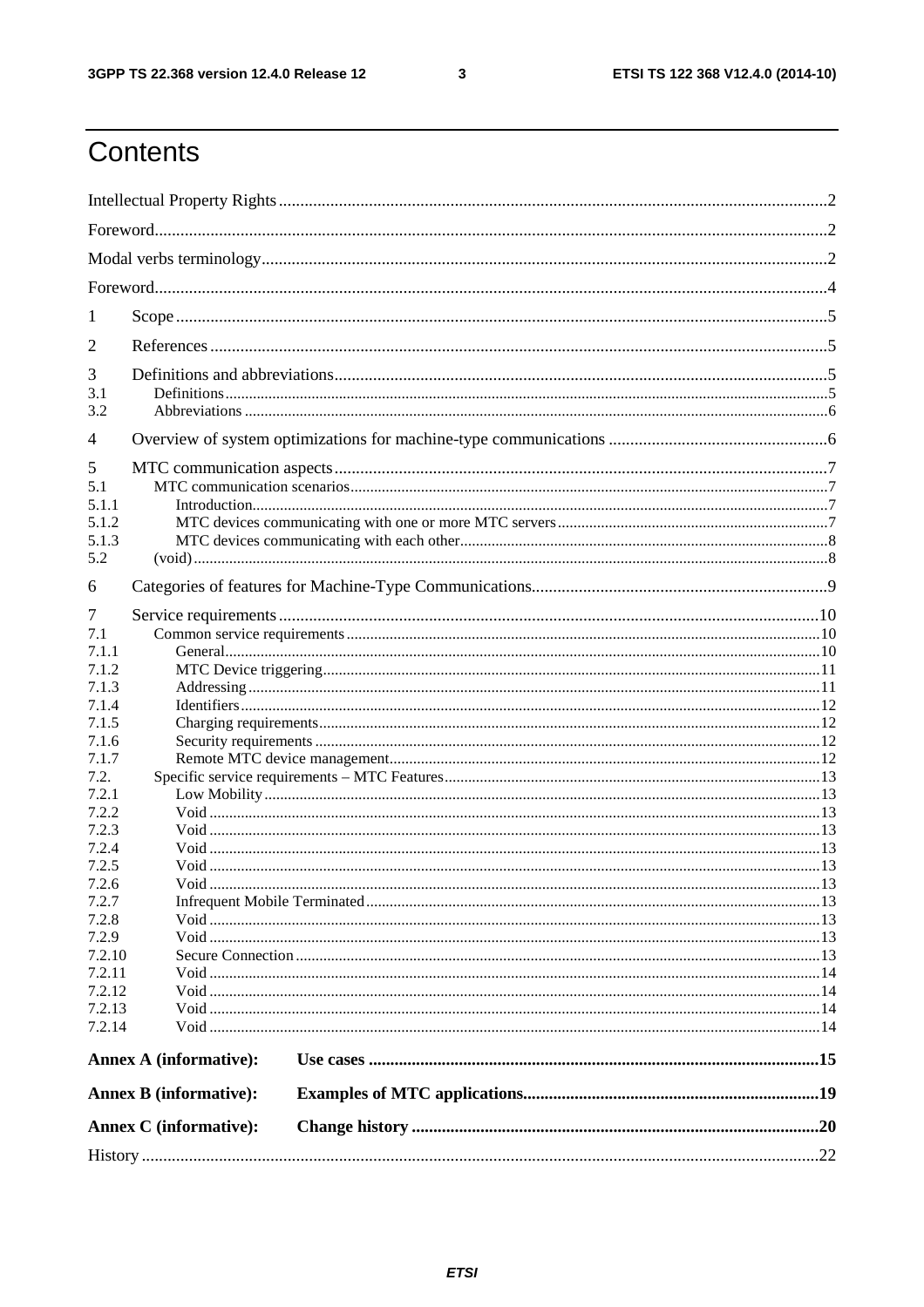# Contents

Intellectual Property Rights ... 2

Foreword ... 2

Modal verbs terminology ... 2

Foreword ... 4

1 Scope ... 5

2 References ... 5

3 Definitions and abbreviations ... 5
- 3.1 Definitions ... 5
- 3.2 Abbreviations ... 6

4 Overview of system optimizations for machine-type communications ... 6

5 MTC communication aspects ... 7
- 5.1 MTC communication scenarios ... 7
- 5.1.1 Introduction ... 7
- 5.1.2 MTC devices communicating with one or more MTC servers ... 7
- 5.1.3 MTC devices communicating with each other ... 8
- 5.2 (void) ... 8

6 Categories of features for Machine-Type Communications ... 9

7 Service requirements ... 10
- 7.1 Common service requirements ... 10
- 7.1.1 General ... 10
- 7.1.2 MTC Device triggering ... 11
- 7.1.3 Addressing ... 11
- 7.1.4 Identifiers ... 12
- 7.1.5 Charging requirements ... 12
- 7.1.6 Security requirements ... 12
- 7.1.7 Remote MTC device management ... 12
- 7.2. Specific service requirements – MTC Features ... 13
- 7.2.1 Low Mobility ... 13
- 7.2.2 Void ... 13
- 7.2.3 Void ... 13
- 7.2.4 Void ... 13
- 7.2.5 Void ... 13
- 7.2.6 Void ... 13
- 7.2.7 Infrequent Mobile Terminated ... 13
- 7.2.8 Void ... 13
- 7.2.9 Void ... 13
- 7.2.10 Secure Connection ... 13
- 7.2.11 Void ... 14
- 7.2.12 Void ... 14
- 7.2.13 Void ... 14
- 7.2.14 Void ... 14

**Annex A (informative): Use cases ... 15**

**Annex B (informative): Examples of MTC applications ... 19**

**Annex C (informative): Change history ... 20**

History ... 22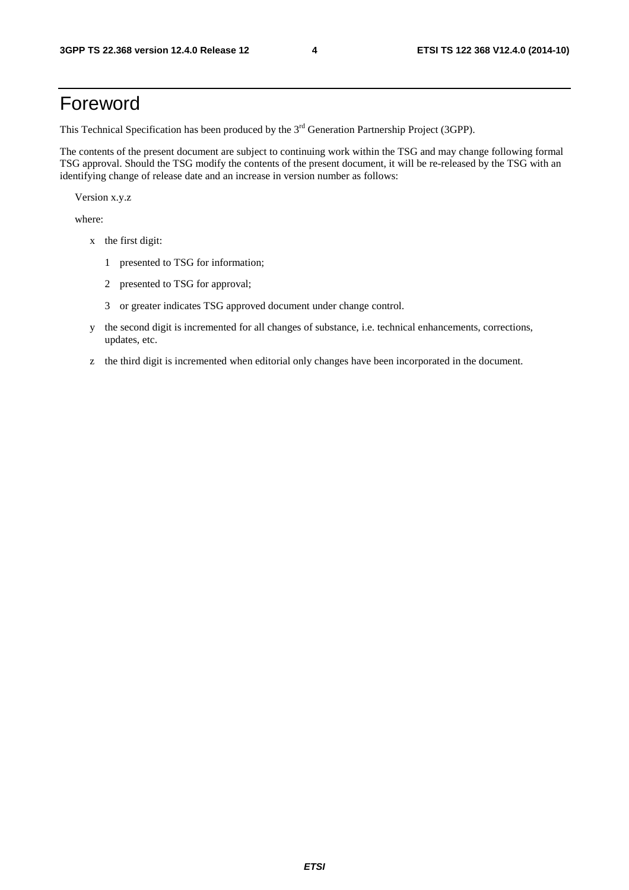# Foreword

This Technical Specification has been produced by the 3rd Generation Partnership Project (3GPP).

The contents of the present document are subject to continuing work within the TSG and may change following formal TSG approval. Should the TSG modify the contents of the present document, it will be re-released by the TSG with an identifying change of release date and an increase in version number as follows:

Version x.y.z

where:

- x the first digit:
  - 1 presented to TSG for information;
  - 2 presented to TSG for approval;
  - 3 or greater indicates TSG approved document under change control.
- y the second digit is incremented for all changes of substance, i.e. technical enhancements, corrections, updates, etc.
- z the third digit is incremented when editorial only changes have been incorporated in the document.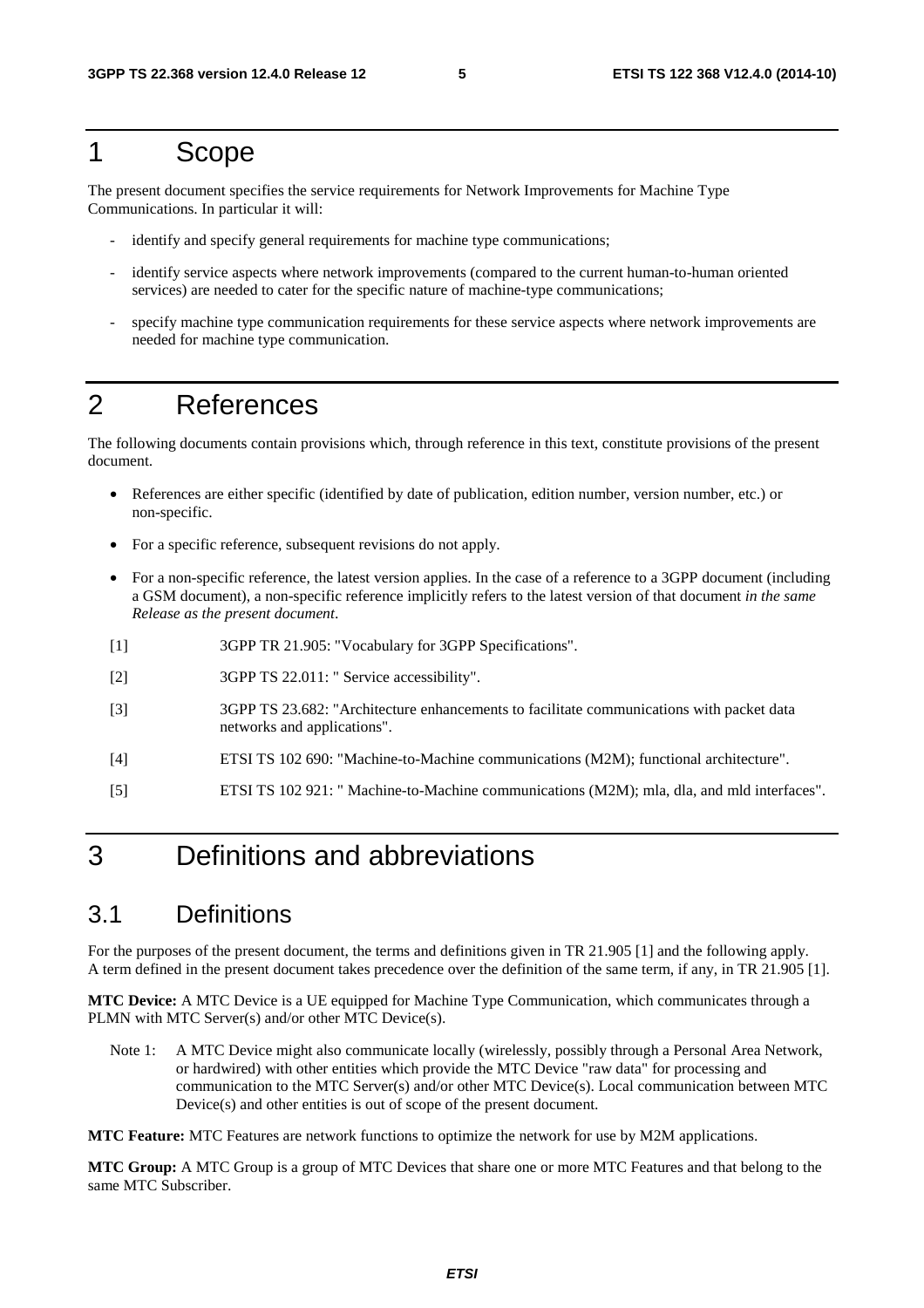# 1 Scope

The present document specifies the service requirements for Network Improvements for Machine Type Communications. In particular it will:

- identify and specify general requirements for machine type communications;
- identify service aspects where network improvements (compared to the current human-to-human oriented services) are needed to cater for the specific nature of machine-type communications;
- specify machine type communication requirements for these service aspects where network improvements are needed for machine type communication.

# 2 References

The following documents contain provisions which, through reference in this text, constitute provisions of the present document.

- References are either specific (identified by date of publication, edition number, version number, etc.) or non-specific.
- For a specific reference, subsequent revisions do not apply.
- For a non-specific reference, the latest version applies. In the case of a reference to a 3GPP document (including a GSM document), a non-specific reference implicitly refers to the latest version of that document *in the same Release as the present document*.

[1] 3GPP TR 21.905: "Vocabulary for 3GPP Specifications".

[2] 3GPP TS 22.011: " Service accessibility".

[3] 3GPP TS 23.682: "Architecture enhancements to facilitate communications with packet data networks and applications".

[4] ETSI TS 102 690: "Machine-to-Machine communications (M2M); functional architecture".

[5] ETSI TS 102 921: " Machine-to-Machine communications (M2M); mla, dla, and mld interfaces".

# 3 Definitions and abbreviations

## 3.1 Definitions

For the purposes of the present document, the terms and definitions given in TR 21.905 [1] and the following apply. A term defined in the present document takes precedence over the definition of the same term, if any, in TR 21.905 [1].

**MTC Device:** A MTC Device is a UE equipped for Machine Type Communication, which communicates through a PLMN with MTC Server(s) and/or other MTC Device(s).

Note 1: A MTC Device might also communicate locally (wirelessly, possibly through a Personal Area Network, or hardwired) with other entities which provide the MTC Device "raw data" for processing and communication to the MTC Server(s) and/or other MTC Device(s). Local communication between MTC Device(s) and other entities is out of scope of the present document.

**MTC Feature:** MTC Features are network functions to optimize the network for use by M2M applications.

**MTC Group:** A MTC Group is a group of MTC Devices that share one or more MTC Features and that belong to the same MTC Subscriber.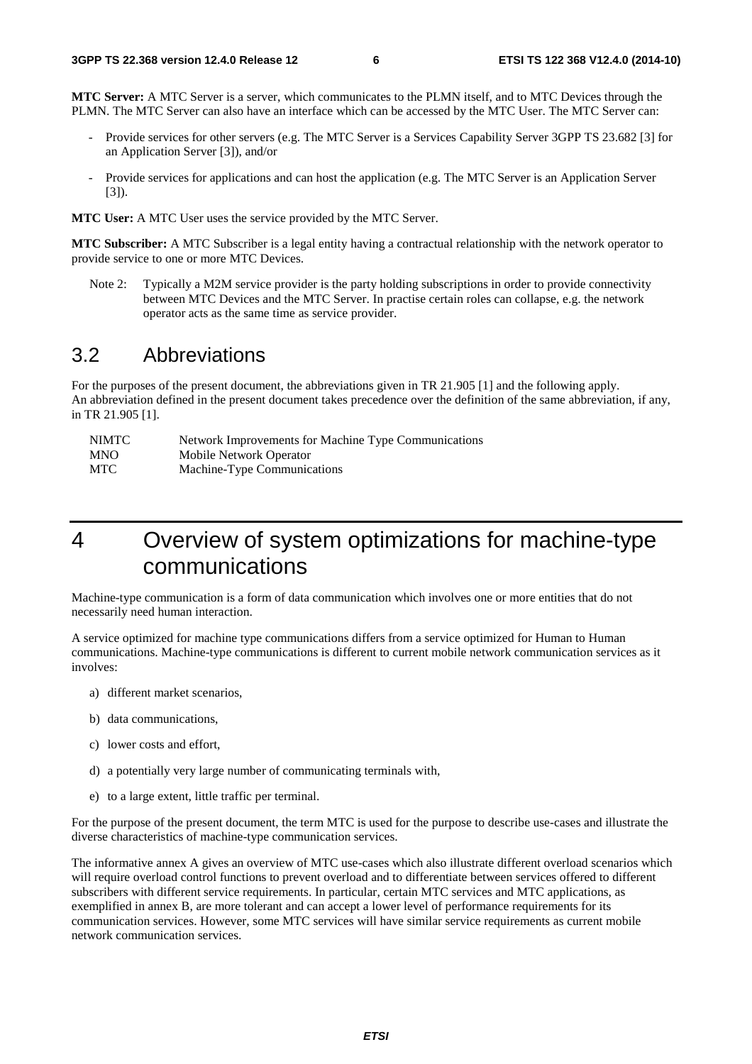**MTC Server:** A MTC Server is a server, which communicates to the PLMN itself, and to MTC Devices through the PLMN. The MTC Server can also have an interface which can be accessed by the MTC User. The MTC Server can:

- Provide services for other servers (e.g. The MTC Server is a Services Capability Server 3GPP TS 23.682 [3] for an Application Server [3]), and/or
- Provide services for applications and can host the application (e.g. The MTC Server is an Application Server [3]).

**MTC User:** A MTC User uses the service provided by the MTC Server.

**MTC Subscriber:** A MTC Subscriber is a legal entity having a contractual relationship with the network operator to provide service to one or more MTC Devices.

Note 2: Typically a M2M service provider is the party holding subscriptions in order to provide connectivity between MTC Devices and the MTC Server. In practise certain roles can collapse, e.g. the network operator acts as the same time as service provider.

## 3.2 Abbreviations

For the purposes of the present document, the abbreviations given in TR 21.905 [1] and the following apply.
An abbreviation defined in the present document takes precedence over the definition of the same abbreviation, if any, in TR 21.905 [1].

| | |
|---|---|
| NIMTC | Network Improvements for Machine Type Communications |
| MNO | Mobile Network Operator |
| MTC | Machine-Type Communications |

# 4 Overview of system optimizations for machine-type communications

Machine-type communication is a form of data communication which involves one or more entities that do not necessarily need human interaction.

A service optimized for machine type communications differs from a service optimized for Human to Human communications. Machine-type communications is different to current mobile network communication services as it involves:

a) different market scenarios,

b) data communications,

c) lower costs and effort,

d) a potentially very large number of communicating terminals with,

e) to a large extent, little traffic per terminal.

For the purpose of the present document, the term MTC is used for the purpose to describe use-cases and illustrate the diverse characteristics of machine-type communication services.

The informative annex A gives an overview of MTC use-cases which also illustrate different overload scenarios which will require overload control functions to prevent overload and to differentiate between services offered to different subscribers with different service requirements. In particular, certain MTC services and MTC applications, as exemplified in annex B, are more tolerant and can accept a lower level of performance requirements for its communication services. However, some MTC services will have similar service requirements as current mobile network communication services.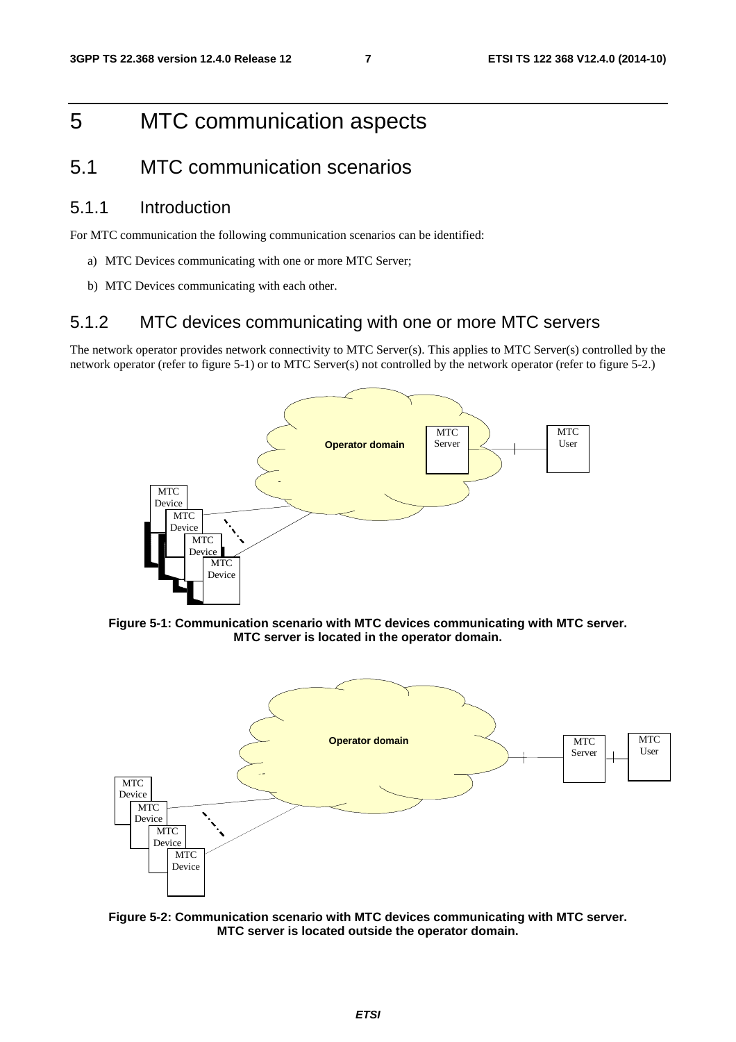# 5 MTC communication aspects

## 5.1 MTC communication scenarios

### 5.1.1 Introduction

For MTC communication the following communication scenarios can be identified:

a) MTC Devices communicating with one or more MTC Server;

b) MTC Devices communicating with each other.

### 5.1.2 MTC devices communicating with one or more MTC servers

The network operator provides network connectivity to MTC Server(s). This applies to MTC Server(s) controlled by the network operator (refer to figure 5-1) or to MTC Server(s) not controlled by the network operator (refer to figure 5-2.)

**Figure 5-1: Communication scenario with MTC devices communicating with MTC server. MTC server is located in the operator domain.**

**Figure 5-2: Communication scenario with MTC devices communicating with MTC server. MTC server is located outside the operator domain.**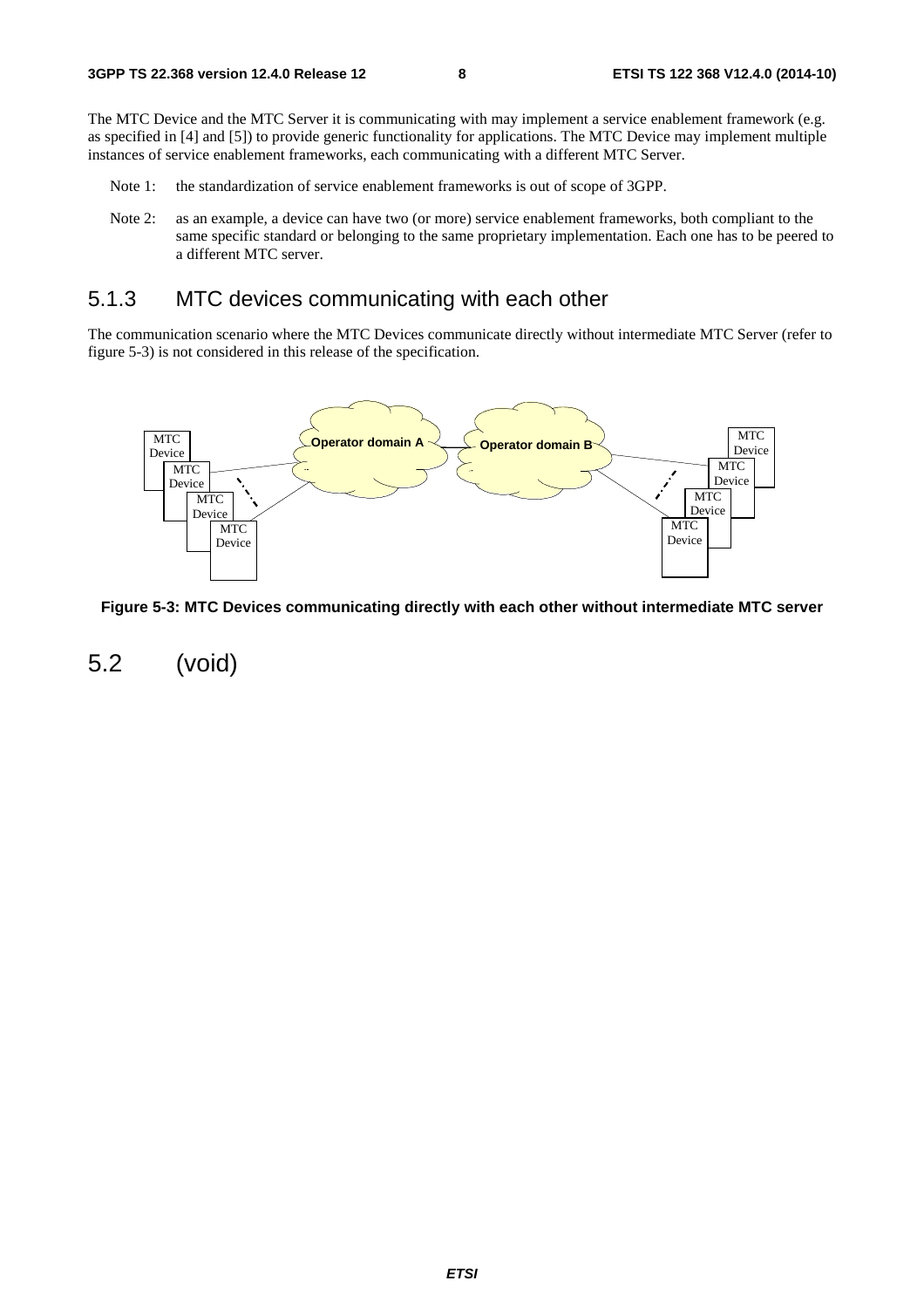The MTC Device and the MTC Server it is communicating with may implement a service enablement framework (e.g. as specified in [4] and [5]) to provide generic functionality for applications. The MTC Device may implement multiple instances of service enablement frameworks, each communicating with a different MTC Server.

Note 1: the standardization of service enablement frameworks is out of scope of 3GPP.

Note 2: as an example, a device can have two (or more) service enablement frameworks, both compliant to the same specific standard or belonging to the same proprietary implementation. Each one has to be peered to a different MTC server.

### 5.1.3 MTC devices communicating with each other

The communication scenario where the MTC Devices communicate directly without intermediate MTC Server (refer to figure 5-3) is not considered in this release of the specification.

**Figure 5-3: MTC Devices communicating directly with each other without intermediate MTC server**

## 5.2 (void)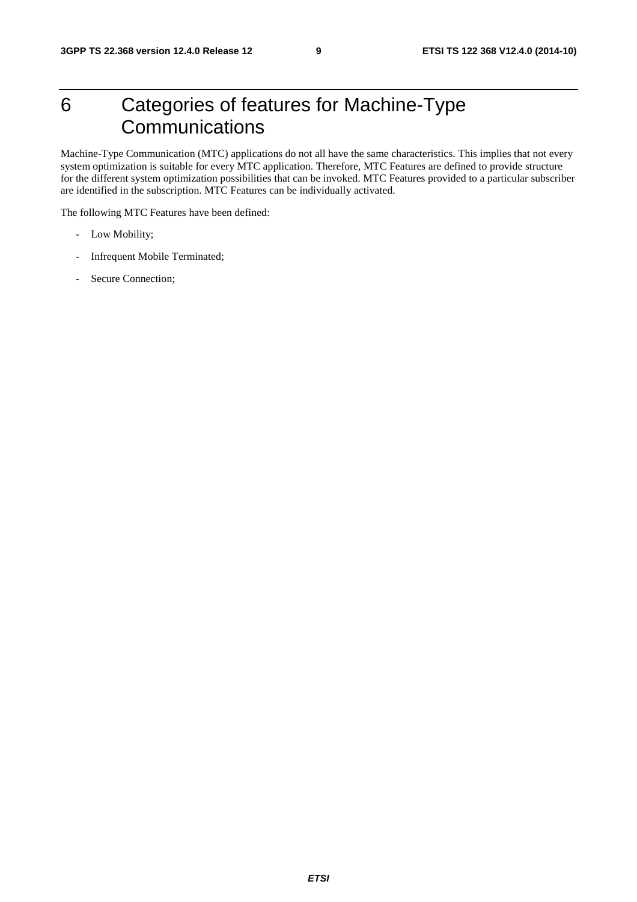# 6 Categories of features for Machine-Type Communications

Machine-Type Communication (MTC) applications do not all have the same characteristics. This implies that not every system optimization is suitable for every MTC application. Therefore, MTC Features are defined to provide structure for the different system optimization possibilities that can be invoked. MTC Features provided to a particular subscriber are identified in the subscription. MTC Features can be individually activated.

The following MTC Features have been defined:

- Low Mobility;
- Infrequent Mobile Terminated;
- Secure Connection;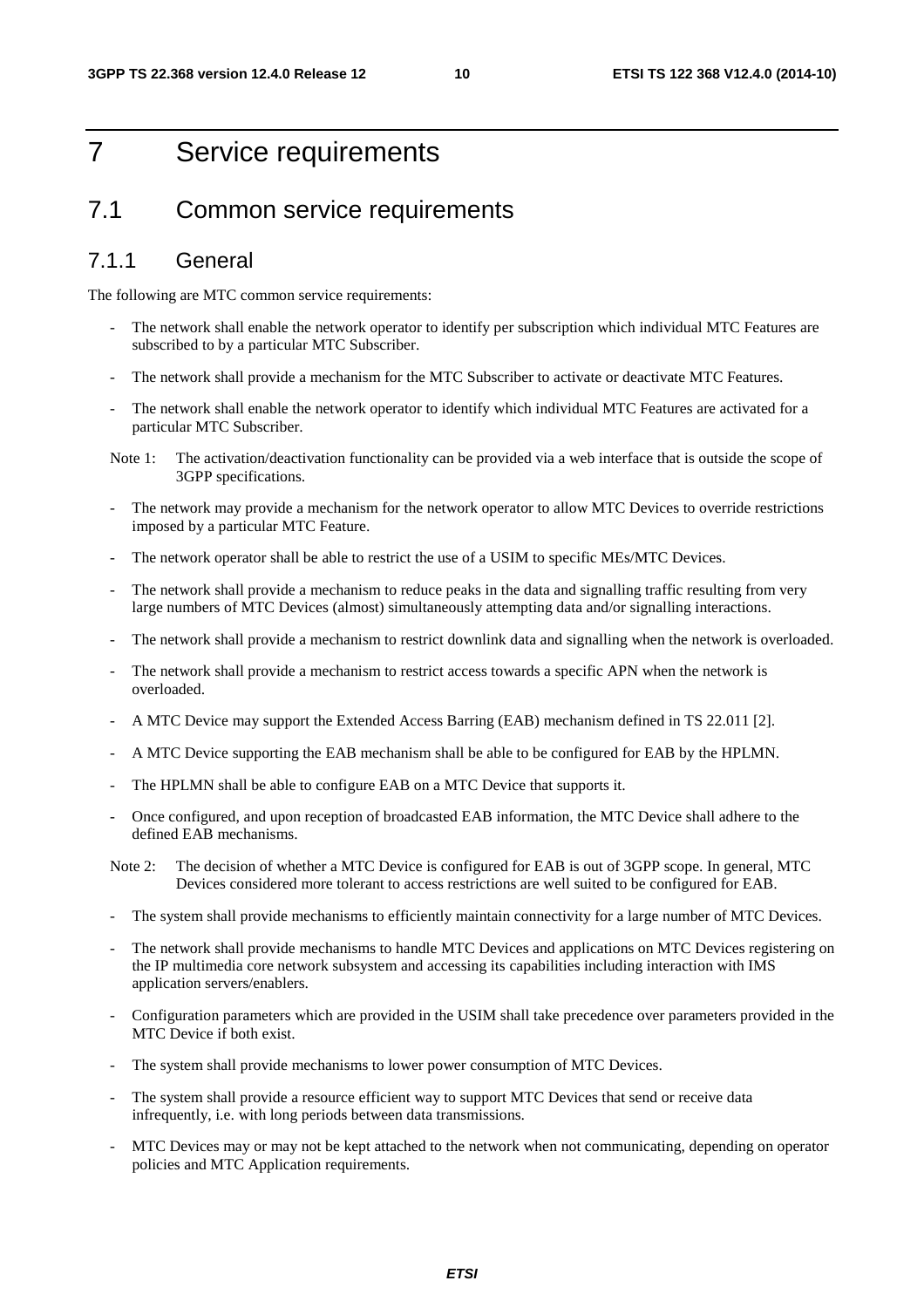# 7 Service requirements

## 7.1 Common service requirements

### 7.1.1 General

The following are MTC common service requirements:

- The network shall enable the network operator to identify per subscription which individual MTC Features are subscribed to by a particular MTC Subscriber.
- The network shall provide a mechanism for the MTC Subscriber to activate or deactivate MTC Features.
- The network shall enable the network operator to identify which individual MTC Features are activated for a particular MTC Subscriber.

Note 1: The activation/deactivation functionality can be provided via a web interface that is outside the scope of 3GPP specifications.

- The network may provide a mechanism for the network operator to allow MTC Devices to override restrictions imposed by a particular MTC Feature.
- The network operator shall be able to restrict the use of a USIM to specific MEs/MTC Devices.
- The network shall provide a mechanism to reduce peaks in the data and signalling traffic resulting from very large numbers of MTC Devices (almost) simultaneously attempting data and/or signalling interactions.
- The network shall provide a mechanism to restrict downlink data and signalling when the network is overloaded.
- The network shall provide a mechanism to restrict access towards a specific APN when the network is overloaded.
- A MTC Device may support the Extended Access Barring (EAB) mechanism defined in TS 22.011 [2].
- A MTC Device supporting the EAB mechanism shall be able to be configured for EAB by the HPLMN.
- The HPLMN shall be able to configure EAB on a MTC Device that supports it.
- Once configured, and upon reception of broadcasted EAB information, the MTC Device shall adhere to the defined EAB mechanisms.

Note 2: The decision of whether a MTC Device is configured for EAB is out of 3GPP scope. In general, MTC Devices considered more tolerant to access restrictions are well suited to be configured for EAB.

- The system shall provide mechanisms to efficiently maintain connectivity for a large number of MTC Devices.
- The network shall provide mechanisms to handle MTC Devices and applications on MTC Devices registering on the IP multimedia core network subsystem and accessing its capabilities including interaction with IMS application servers/enablers.
- Configuration parameters which are provided in the USIM shall take precedence over parameters provided in the MTC Device if both exist.
- The system shall provide mechanisms to lower power consumption of MTC Devices.
- The system shall provide a resource efficient way to support MTC Devices that send or receive data infrequently, i.e. with long periods between data transmissions.
- MTC Devices may or may not be kept attached to the network when not communicating, depending on operator policies and MTC Application requirements.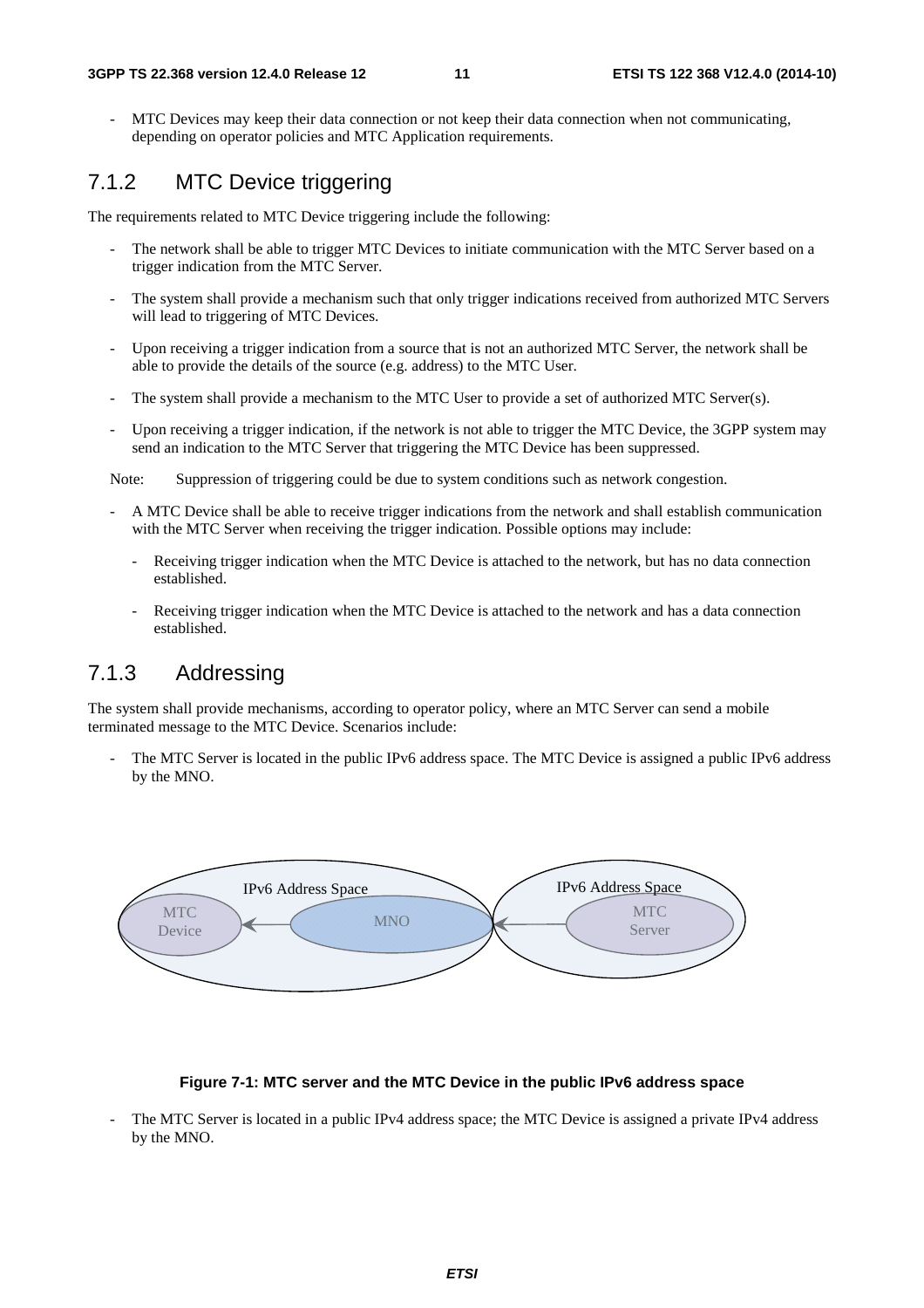- MTC Devices may keep their data connection or not keep their data connection when not communicating, depending on operator policies and MTC Application requirements.

### 7.1.2 MTC Device triggering

The requirements related to MTC Device triggering include the following:

- The network shall be able to trigger MTC Devices to initiate communication with the MTC Server based on a trigger indication from the MTC Server.
- The system shall provide a mechanism such that only trigger indications received from authorized MTC Servers will lead to triggering of MTC Devices.
- Upon receiving a trigger indication from a source that is not an authorized MTC Server, the network shall be able to provide the details of the source (e.g. address) to the MTC User.
- The system shall provide a mechanism to the MTC User to provide a set of authorized MTC Server(s).
- Upon receiving a trigger indication, if the network is not able to trigger the MTC Device, the 3GPP system may send an indication to the MTC Server that triggering the MTC Device has been suppressed.

Note: Suppression of triggering could be due to system conditions such as network congestion.

- A MTC Device shall be able to receive trigger indications from the network and shall establish communication with the MTC Server when receiving the trigger indication. Possible options may include:
  - Receiving trigger indication when the MTC Device is attached to the network, but has no data connection established.
  - Receiving trigger indication when the MTC Device is attached to the network and has a data connection established.

### 7.1.3 Addressing

The system shall provide mechanisms, according to operator policy, where an MTC Server can send a mobile terminated message to the MTC Device. Scenarios include:

- The MTC Server is located in the public IPv6 address space. The MTC Device is assigned a public IPv6 address by the MNO.

IPv6 Address Space

MTC Device

MNO

IPv6 Address Space

MTC Server

**Figure 7-1: MTC server and the MTC Device in the public IPv6 address space**

- The MTC Server is located in a public IPv4 address space; the MTC Device is assigned a private IPv4 address by the MNO.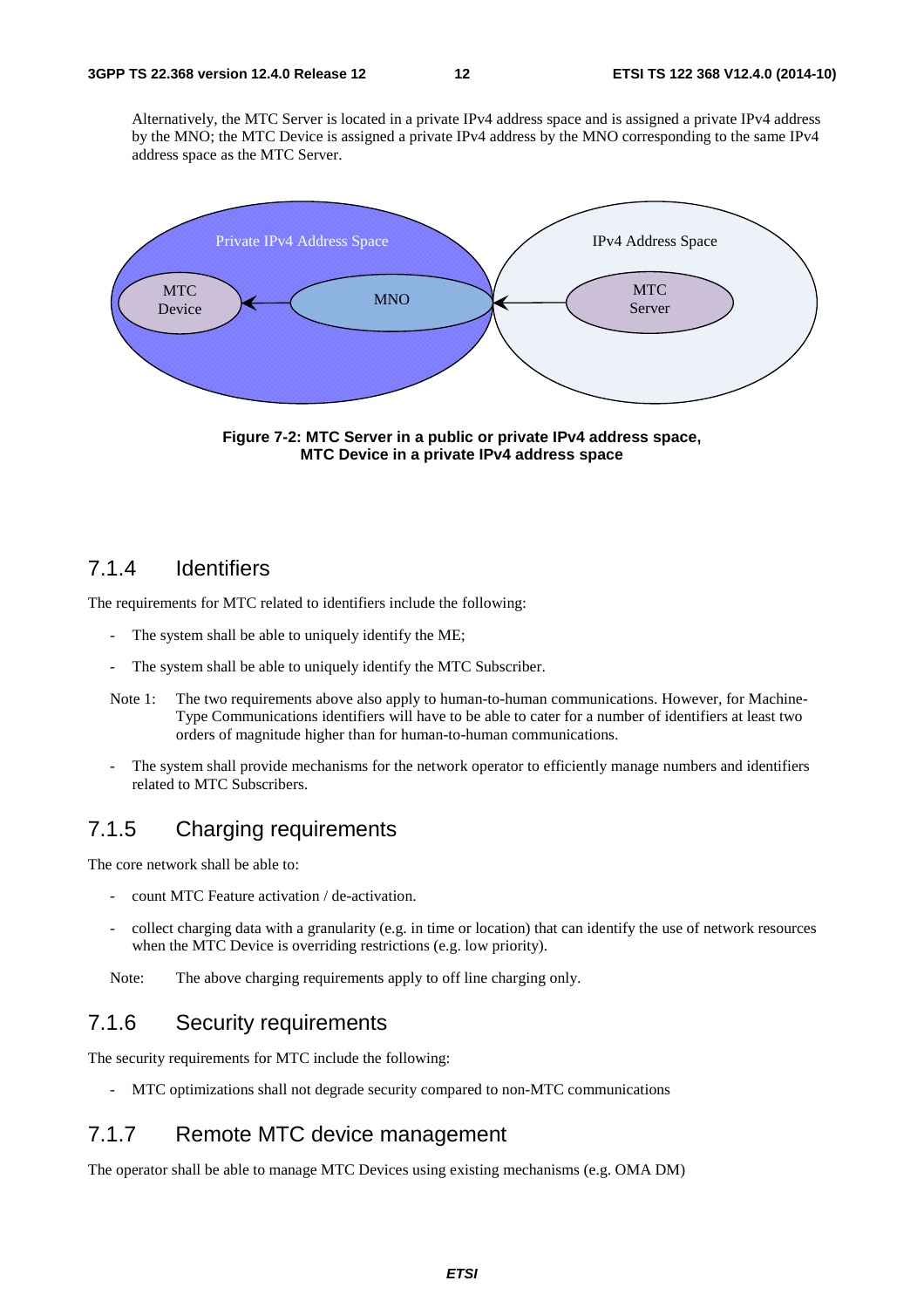Alternatively, the MTC Server is located in a private IPv4 address space and is assigned a private IPv4 address by the MNO; the MTC Device is assigned a private IPv4 address by the MNO corresponding to the same IPv4 address space as the MTC Server.

**Figure 7-2: MTC Server in a public or private IPv4 address space, MTC Device in a private IPv4 address space**

### 7.1.4 Identifiers

The requirements for MTC related to identifiers include the following:

- The system shall be able to uniquely identify the ME;
- The system shall be able to uniquely identify the MTC Subscriber.

Note 1: The two requirements above also apply to human-to-human communications. However, for Machine-Type Communications identifiers will have to be able to cater for a number of identifiers at least two orders of magnitude higher than for human-to-human communications.

- The system shall provide mechanisms for the network operator to efficiently manage numbers and identifiers related to MTC Subscribers.

### 7.1.5 Charging requirements

The core network shall be able to:

- count MTC Feature activation / de-activation.
- collect charging data with a granularity (e.g. in time or location) that can identify the use of network resources when the MTC Device is overriding restrictions (e.g. low priority).

Note: The above charging requirements apply to off line charging only.

### 7.1.6 Security requirements

The security requirements for MTC include the following:

- MTC optimizations shall not degrade security compared to non-MTC communications

### 7.1.7 Remote MTC device management

The operator shall be able to manage MTC Devices using existing mechanisms (e.g. OMA DM)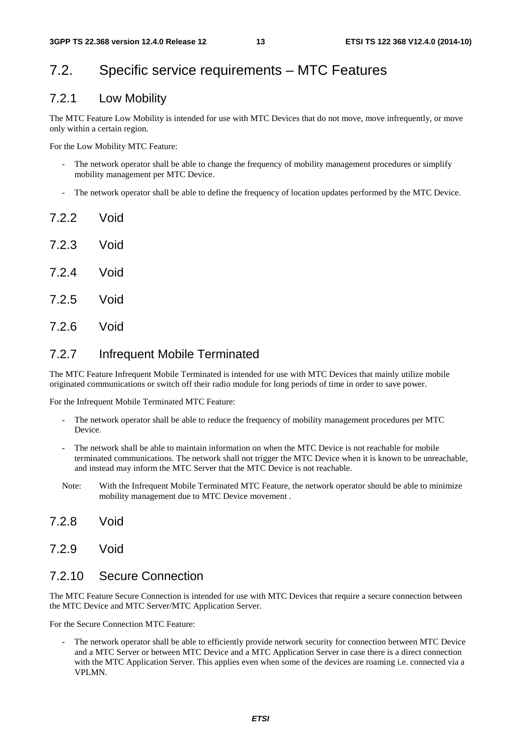# 7.2. Specific service requirements – MTC Features

## 7.2.1 Low Mobility

The MTC Feature Low Mobility is intended for use with MTC Devices that do not move, move infrequently, or move only within a certain region.

For the Low Mobility MTC Feature:

- The network operator shall be able to change the frequency of mobility management procedures or simplify mobility management per MTC Device.
- The network operator shall be able to define the frequency of location updates performed by the MTC Device.

## 7.2.2 Void

## 7.2.3 Void

## 7.2.4 Void

## 7.2.5 Void

## 7.2.6 Void

## 7.2.7 Infrequent Mobile Terminated

The MTC Feature Infrequent Mobile Terminated is intended for use with MTC Devices that mainly utilize mobile originated communications or switch off their radio module for long periods of time in order to save power.

For the Infrequent Mobile Terminated MTC Feature:

- The network operator shall be able to reduce the frequency of mobility management procedures per MTC Device.
- The network shall be able to maintain information on when the MTC Device is not reachable for mobile terminated communications. The network shall not trigger the MTC Device when it is known to be unreachable, and instead may inform the MTC Server that the MTC Device is not reachable.

Note: With the Infrequent Mobile Terminated MTC Feature, the network operator should be able to minimize mobility management due to MTC Device movement .

## 7.2.8 Void

## 7.2.9 Void

## 7.2.10 Secure Connection

The MTC Feature Secure Connection is intended for use with MTC Devices that require a secure connection between the MTC Device and MTC Server/MTC Application Server.

For the Secure Connection MTC Feature:

- The network operator shall be able to efficiently provide network security for connection between MTC Device and a MTC Server or between MTC Device and a MTC Application Server in case there is a direct connection with the MTC Application Server. This applies even when some of the devices are roaming i.e. connected via a VPLMN.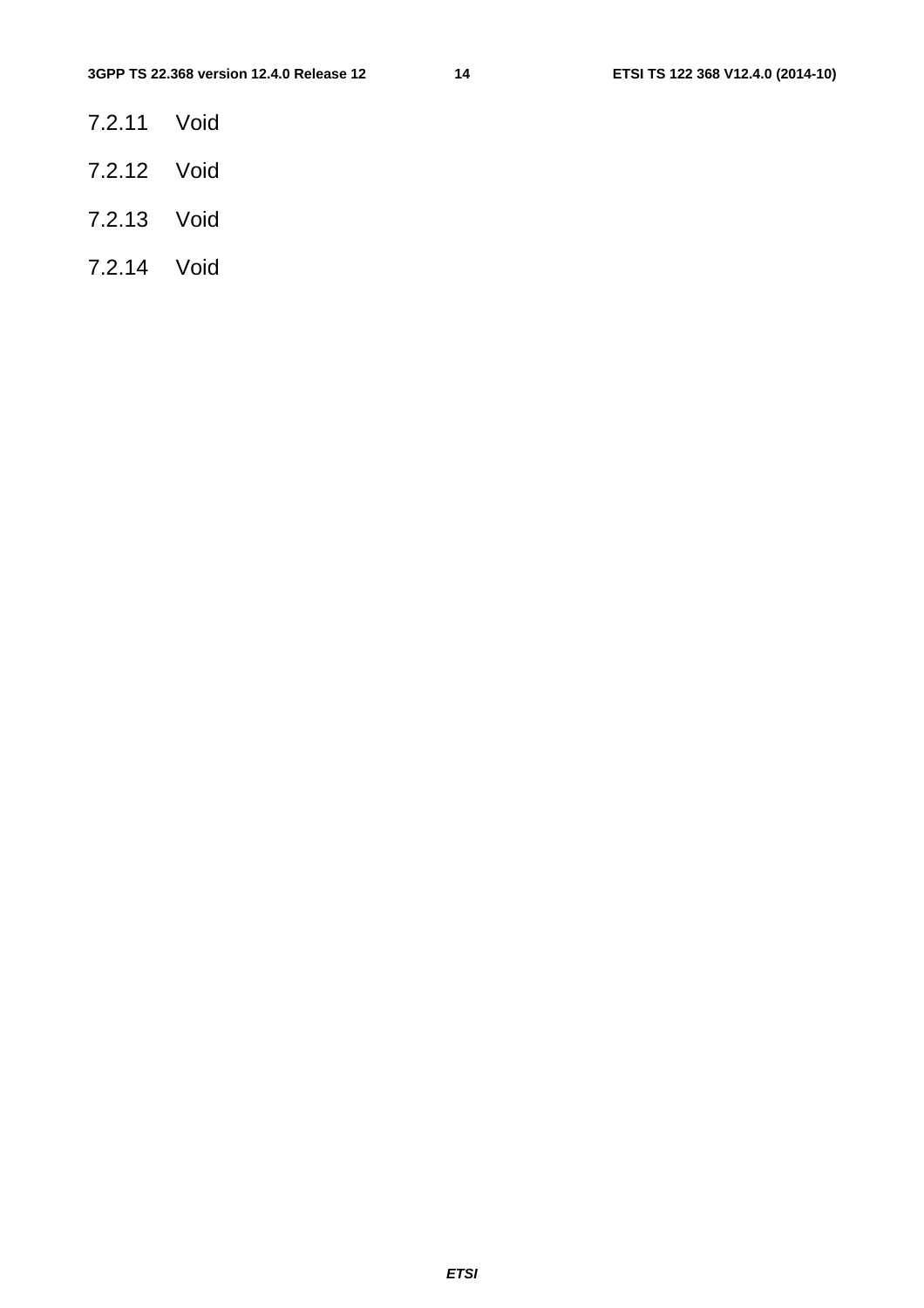### 7.2.11 Void

### 7.2.12 Void

### 7.2.13 Void

### 7.2.14 Void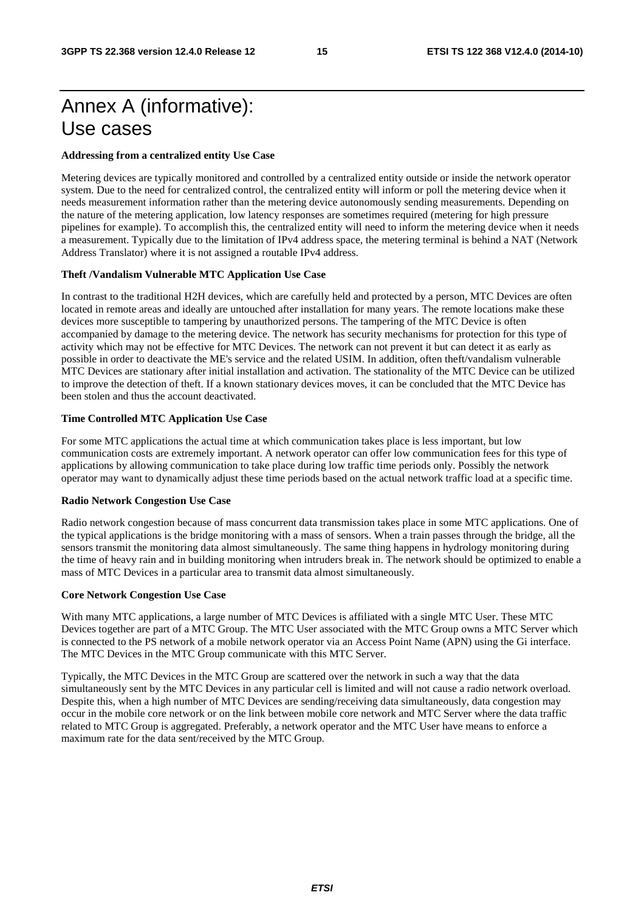# Annex A (informative): Use cases

**Addressing from a centralized entity Use Case**

Metering devices are typically monitored and controlled by a centralized entity outside or inside the network operator system. Due to the need for centralized control, the centralized entity will inform or poll the metering device when it needs measurement information rather than the metering device autonomously sending measurements. Depending on the nature of the metering application, low latency responses are sometimes required (metering for high pressure pipelines for example). To accomplish this, the centralized entity will need to inform the metering device when it needs a measurement. Typically due to the limitation of IPv4 address space, the metering terminal is behind a NAT (Network Address Translator) where it is not assigned a routable IPv4 address.

**Theft /Vandalism Vulnerable MTC Application Use Case**

In contrast to the traditional H2H devices, which are carefully held and protected by a person, MTC Devices are often located in remote areas and ideally are untouched after installation for many years. The remote locations make these devices more susceptible to tampering by unauthorized persons. The tampering of the MTC Device is often accompanied by damage to the metering device. The network has security mechanisms for protection for this type of activity which may not be effective for MTC Devices. The network can not prevent it but can detect it as early as possible in order to deactivate the ME's service and the related USIM. In addition, often theft/vandalism vulnerable MTC Devices are stationary after initial installation and activation. The stationality of the MTC Device can be utilized to improve the detection of theft. If a known stationary devices moves, it can be concluded that the MTC Device has been stolen and thus the account deactivated.

**Time Controlled MTC Application Use Case**

For some MTC applications the actual time at which communication takes place is less important, but low communication costs are extremely important. A network operator can offer low communication fees for this type of applications by allowing communication to take place during low traffic time periods only. Possibly the network operator may want to dynamically adjust these time periods based on the actual network traffic load at a specific time.

**Radio Network Congestion Use Case**

Radio network congestion because of mass concurrent data transmission takes place in some MTC applications. One of the typical applications is the bridge monitoring with a mass of sensors. When a train passes through the bridge, all the sensors transmit the monitoring data almost simultaneously. The same thing happens in hydrology monitoring during the time of heavy rain and in building monitoring when intruders break in. The network should be optimized to enable a mass of MTC Devices in a particular area to transmit data almost simultaneously.

**Core Network Congestion Use Case**

With many MTC applications, a large number of MTC Devices is affiliated with a single MTC User. These MTC Devices together are part of a MTC Group. The MTC User associated with the MTC Group owns a MTC Server which is connected to the PS network of a mobile network operator via an Access Point Name (APN) using the Gi interface. The MTC Devices in the MTC Group communicate with this MTC Server.

Typically, the MTC Devices in the MTC Group are scattered over the network in such a way that the data simultaneously sent by the MTC Devices in any particular cell is limited and will not cause a radio network overload. Despite this, when a high number of MTC Devices are sending/receiving data simultaneously, data congestion may occur in the mobile core network or on the link between mobile core network and MTC Server where the data traffic related to MTC Group is aggregated. Preferably, a network operator and the MTC User have means to enforce a maximum rate for the data sent/received by the MTC Group.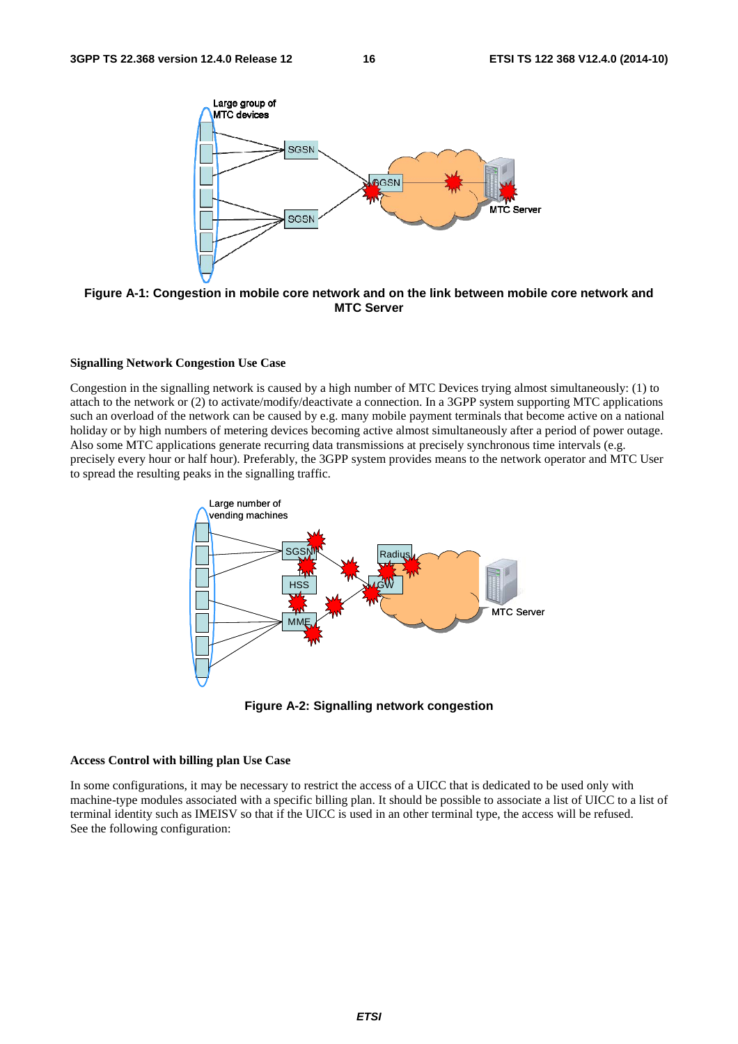**Figure A-1: Congestion in mobile core network and on the link between mobile core network and MTC Server**

**Signalling Network Congestion Use Case**

Congestion in the signalling network is caused by a high number of MTC Devices trying almost simultaneously: (1) to attach to the network or (2) to activate/modify/deactivate a connection. In a 3GPP system supporting MTC applications such an overload of the network can be caused by e.g. many mobile payment terminals that become active on a national holiday or by high numbers of metering devices becoming active almost simultaneously after a period of power outage. Also some MTC applications generate recurring data transmissions at precisely synchronous time intervals (e.g. precisely every hour or half hour). Preferably, the 3GPP system provides means to the network operator and MTC User to spread the resulting peaks in the signalling traffic.

**Figure A-2: Signalling network congestion**

**Access Control with billing plan Use Case**

In some configurations, it may be necessary to restrict the access of a UICC that is dedicated to be used only with machine-type modules associated with a specific billing plan. It should be possible to associate a list of UICC to a list of terminal identity such as IMEISV so that if the UICC is used in an other terminal type, the access will be refused. See the following configuration: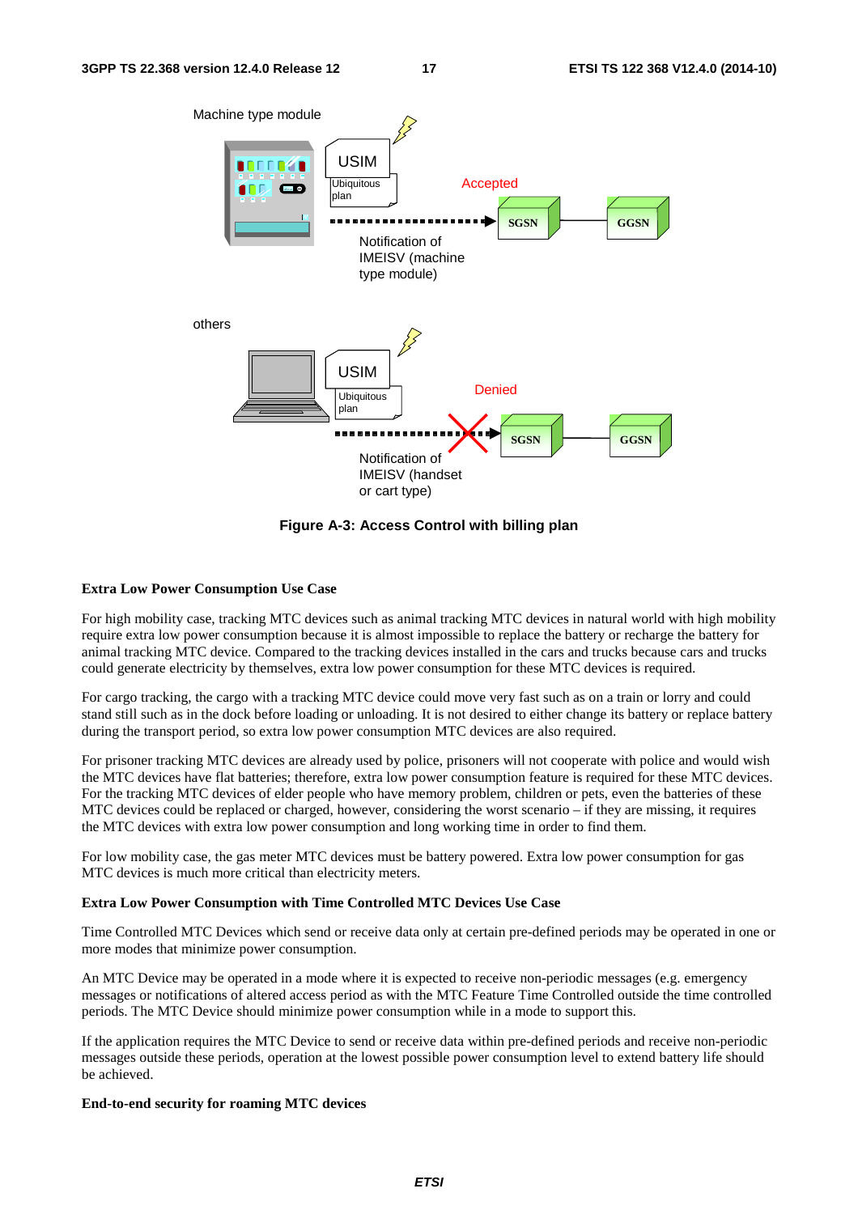Figure A-3: Access Control with billing plan

**Extra Low Power Consumption Use Case**

For high mobility case, tracking MTC devices such as animal tracking MTC devices in natural world with high mobility require extra low power consumption because it is almost impossible to replace the battery or recharge the battery for animal tracking MTC device. Compared to the tracking devices installed in the cars and trucks because cars and trucks could generate electricity by themselves, extra low power consumption for these MTC devices is required.

For cargo tracking, the cargo with a tracking MTC device could move very fast such as on a train or lorry and could stand still such as in the dock before loading or unloading. It is not desired to either change its battery or replace battery during the transport period, so extra low power consumption MTC devices are also required.

For prisoner tracking MTC devices are already used by police, prisoners will not cooperate with police and would wish the MTC devices have flat batteries; therefore, extra low power consumption feature is required for these MTC devices. For the tracking MTC devices of elder people who have memory problem, children or pets, even the batteries of these MTC devices could be replaced or charged, however, considering the worst scenario – if they are missing, it requires the MTC devices with extra low power consumption and long working time in order to find them.

For low mobility case, the gas meter MTC devices must be battery powered. Extra low power consumption for gas MTC devices is much more critical than electricity meters.

**Extra Low Power Consumption with Time Controlled MTC Devices Use Case**

Time Controlled MTC Devices which send or receive data only at certain pre-defined periods may be operated in one or more modes that minimize power consumption.

An MTC Device may be operated in a mode where it is expected to receive non-periodic messages (e.g. emergency messages or notifications of altered access period as with the MTC Feature Time Controlled outside the time controlled periods. The MTC Device should minimize power consumption while in a mode to support this.

If the application requires the MTC Device to send or receive data within pre-defined periods and receive non-periodic messages outside these periods, operation at the lowest possible power consumption level to extend battery life should be achieved.

**End-to-end security for roaming MTC devices**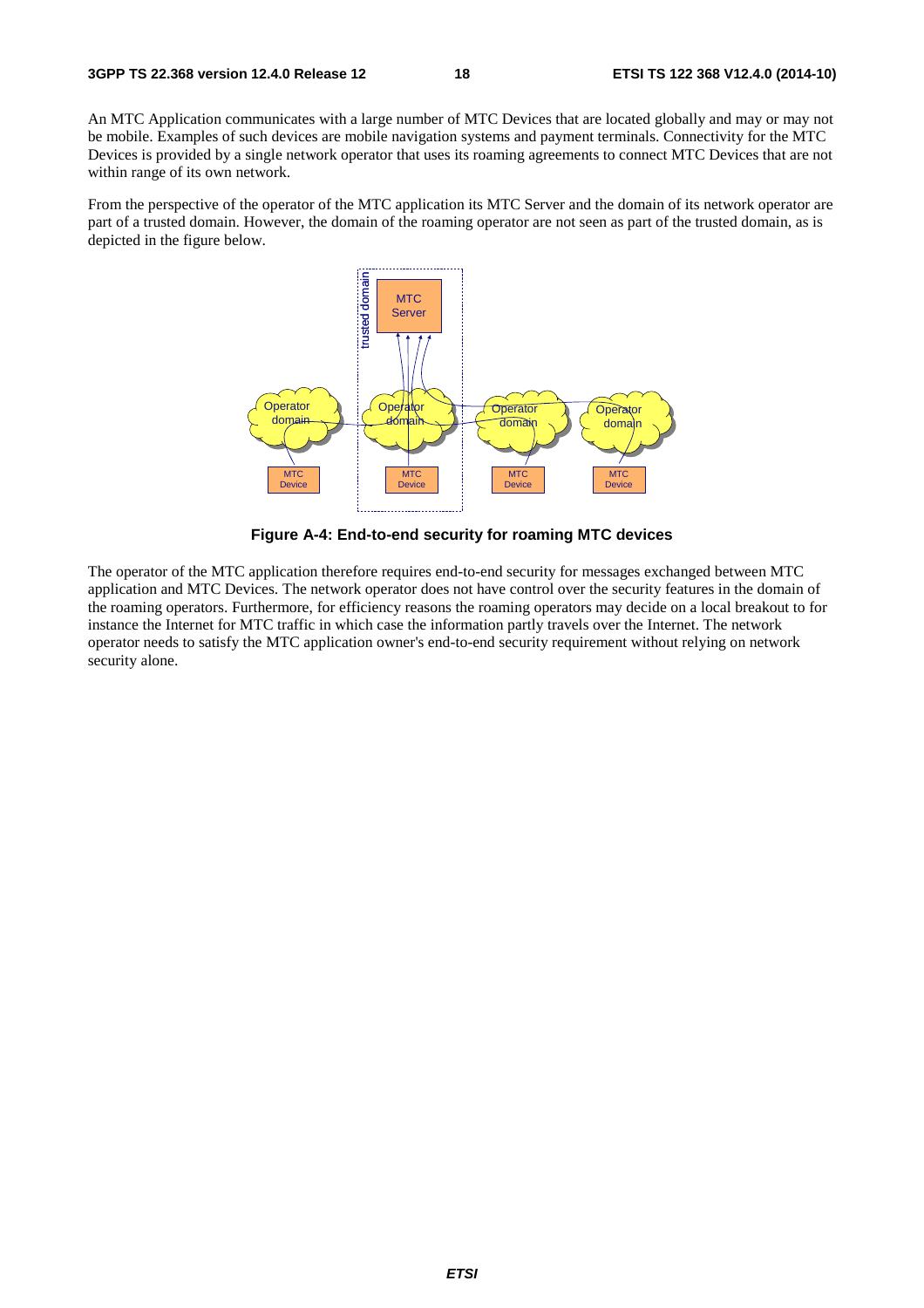An MTC Application communicates with a large number of MTC Devices that are located globally and may or may not be mobile. Examples of such devices are mobile navigation systems and payment terminals. Connectivity for the MTC Devices is provided by a single network operator that uses its roaming agreements to connect MTC Devices that are not within range of its own network.

From the perspective of the operator of the MTC application its MTC Server and the domain of its network operator are part of a trusted domain. However, the domain of the roaming operator are not seen as part of the trusted domain, as is depicted in the figure below.

**Figure A-4: End-to-end security for roaming MTC devices**

The operator of the MTC application therefore requires end-to-end security for messages exchanged between MTC application and MTC Devices. The network operator does not have control over the security features in the domain of the roaming operators. Furthermore, for efficiency reasons the roaming operators may decide on a local breakout to for instance the Internet for MTC traffic in which case the information partly travels over the Internet. The network operator needs to satisfy the MTC application owner's end-to-end security requirement without relying on network security alone.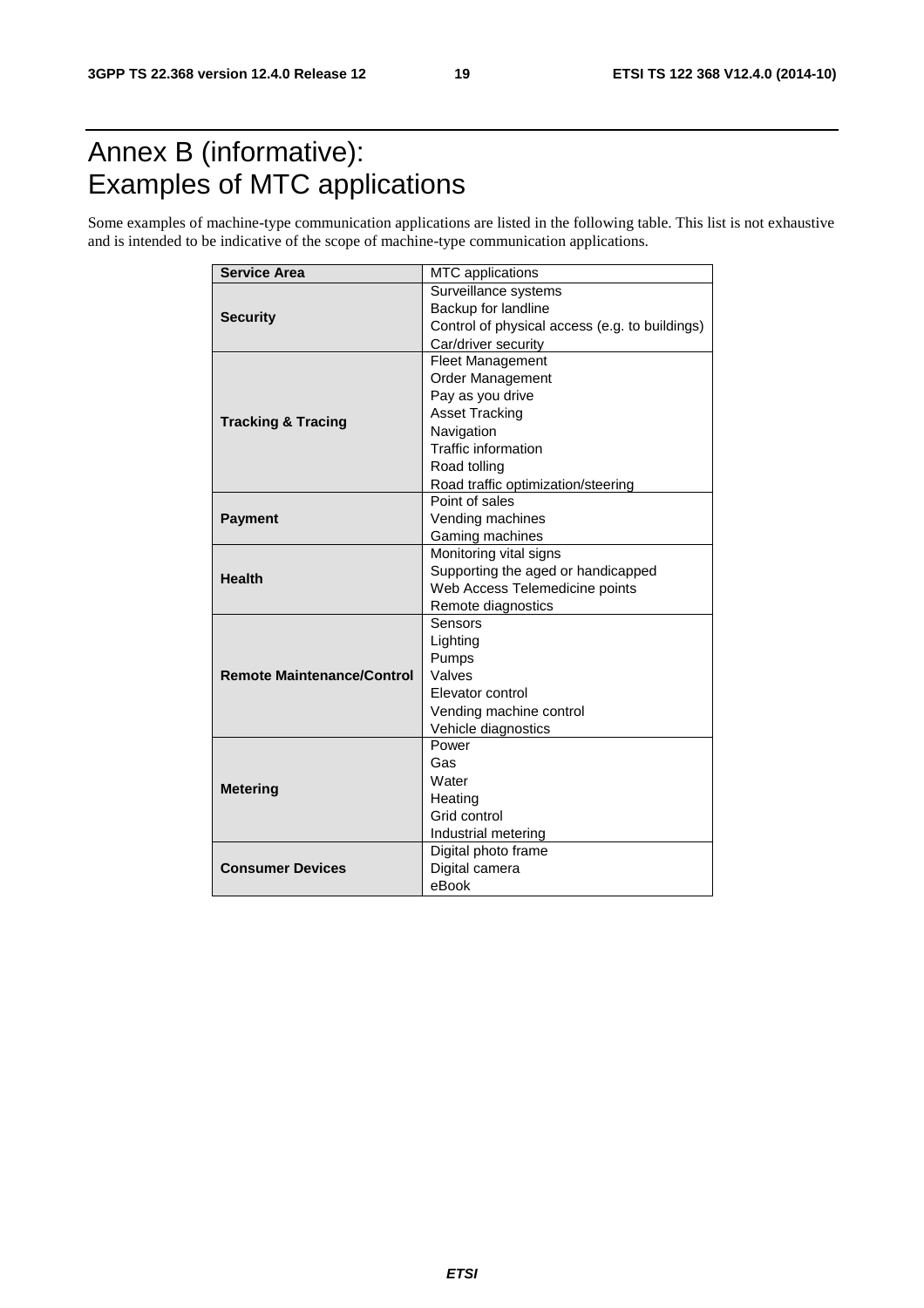# Annex B (informative): Examples of MTC applications

Some examples of machine-type communication applications are listed in the following table. This list is not exhaustive and is intended to be indicative of the scope of machine-type communication applications.

| Service Area | MTC applications |
|---|---|
| **Security** | Surveillance systems<br>Backup for landline<br>Control of physical access (e.g. to buildings)<br>Car/driver security |
| **Tracking & Tracing** | Fleet Management<br>Order Management<br>Pay as you drive<br>Asset Tracking<br>Navigation<br>Traffic information<br>Road tolling<br>Road traffic optimization/steering |
| **Payment** | Point of sales<br>Vending machines<br>Gaming machines |
| **Health** | Monitoring vital signs<br>Supporting the aged or handicapped<br>Web Access Telemedicine points<br>Remote diagnostics |
| **Remote Maintenance/Control** | Sensors<br>Lighting<br>Pumps<br>Valves<br>Elevator control<br>Vending machine control<br>Vehicle diagnostics |
| **Metering** | Power<br>Gas<br>Water<br>Heating<br>Grid control<br>Industrial metering |
| **Consumer Devices** | Digital photo frame<br>Digital camera<br>eBook |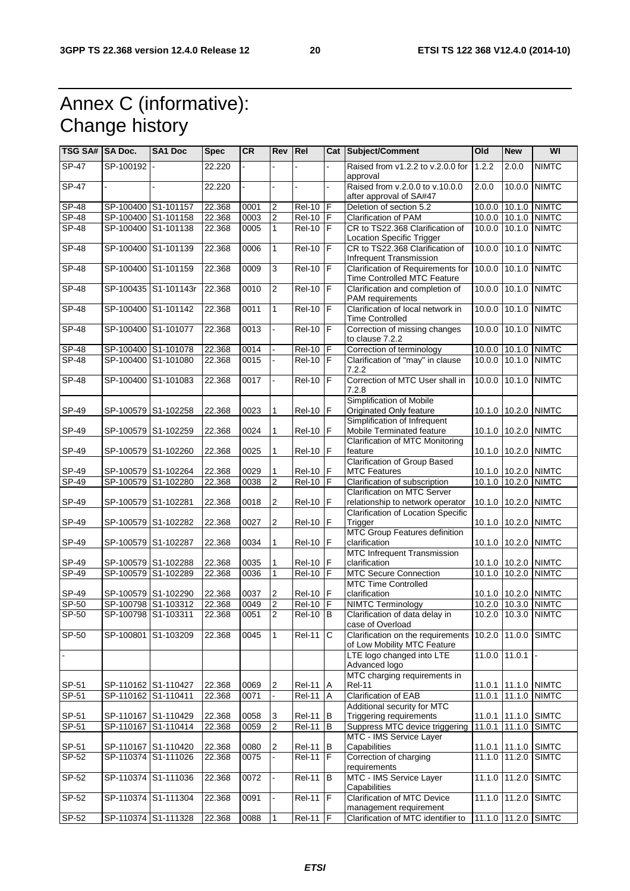# Annex C (informative): Change history

| TSG SA# | SA Doc. | SA1 Doc | Spec | CR | Rev | Rel | Cat | Subject/Comment | Old | New | WI |
|---|---|---|---|---|---|---|---|---|---|---|---|
| SP-47 | SP-100192 | - | 22.220 | - | - | - | - | Raised from v1.2.2 to v.2.0.0 for approval | 1.2.2 | 2.0.0 | NIMTC |
| SP-47 | - | - | 22.220 | - | - | - | - | Raised from v.2.0.0 to v.10.0.0 after approval of SA#47 | 2.0.0 | 10.0.0 | NIMTC |
| SP-48 | SP-100400 | S1-101157 | 22.368 | 0001 | 2 | Rel-10 | F | Deletion of section 5.2 | 10.0.0 | 10.1.0 | NIMTC |
| SP-48 | SP-100400 | S1-101158 | 22.368 | 0003 | 2 | Rel-10 | F | Clarification of PAM | 10.0.0 | 10.1.0 | NIMTC |
| SP-48 | SP-100400 | S1-101138 | 22.368 | 0005 | 1 | Rel-10 | F | CR to TS22.368 Clarification of Location Specific Trigger | 10.0.0 | 10.1.0 | NIMTC |
| SP-48 | SP-100400 | S1-101139 | 22.368 | 0006 | 1 | Rel-10 | F | CR to TS22.368 Clarification of Infrequent Transmission | 10.0.0 | 10.1.0 | NIMTC |
| SP-48 | SP-100400 | S1-101159 | 22.368 | 0009 | 3 | Rel-10 | F | Clarification of Requirements for Time Controlled MTC Feature | 10.0.0 | 10.1.0 | NIMTC |
| SP-48 | SP-100435 | S1-101143r | 22.368 | 0010 | 2 | Rel-10 | F | Clarification and completion of PAM requirements | 10.0.0 | 10.1.0 | NIMTC |
| SP-48 | SP-100400 | S1-101142 | 22.368 | 0011 | 1 | Rel-10 | F | Clarification of local network in Time Controlled | 10.0.0 | 10.1.0 | NIMTC |
| SP-48 | SP-100400 | S1-101077 | 22.368 | 0013 | - | Rel-10 | F | Correction of missing changes to clause 7.2.2 | 10.0.0 | 10.1.0 | NIMTC |
| SP-48 | SP-100400 | S1-101078 | 22.368 | 0014 | - | Rel-10 | F | Correction of terminology | 10.0.0 | 10.1.0 | NIMTC |
| SP-48 | SP-100400 | S1-101080 | 22.368 | 0015 | - | Rel-10 | F | Clarification of "may" in clause 7.2.2 | 10.0.0 | 10.1.0 | NIMTC |
| SP-48 | SP-100400 | S1-101083 | 22.368 | 0017 | - | Rel-10 | F | Correction of MTC User shall in 7.2.8 | 10.0.0 | 10.1.0 | NIMTC |
| SP-49 | SP-100579 | S1-102258 | 22.368 | 0023 | 1 | Rel-10 | F | Simplification of Mobile Originated Only feature | 10.1.0 | 10.2.0 | NIMTC |
| SP-49 | SP-100579 | S1-102259 | 22.368 | 0024 | 1 | Rel-10 | F | Simplification of Infrequent Mobile Terminated feature | 10.1.0 | 10.2.0 | NIMTC |
| SP-49 | SP-100579 | S1-102260 | 22.368 | 0025 | 1 | Rel-10 | F | Clarification of MTC Monitoring feature | 10.1.0 | 10.2.0 | NIMTC |
| SP-49 | SP-100579 | S1-102264 | 22.368 | 0029 | 1 | Rel-10 | F | Clarification of Group Based MTC Features | 10.1.0 | 10.2.0 | NIMTC |
| SP-49 | SP-100579 | S1-102280 | 22.368 | 0038 | 2 | Rel-10 | F | Clarification of subscription | 10.1.0 | 10.2.0 | NIMTC |
| SP-49 | SP-100579 | S1-102281 | 22.368 | 0018 | 2 | Rel-10 | F | Clarification on MTC Server relationship to network operator | 10.1.0 | 10.2.0 | NIMTC |
| SP-49 | SP-100579 | S1-102282 | 22.368 | 0027 | 2 | Rel-10 | F | Clarification of Location Specific Trigger | 10.1.0 | 10.2.0 | NIMTC |
| SP-49 | SP-100579 | S1-102287 | 22.368 | 0034 | 1 | Rel-10 | F | MTC Group Features definition clarification | 10.1.0 | 10.2.0 | NIMTC |
| SP-49 | SP-100579 | S1-102288 | 22.368 | 0035 | 1 | Rel-10 | F | MTC Infrequent Transmission clarification | 10.1.0 | 10.2.0 | NIMTC |
| SP-49 | SP-100579 | S1-102289 | 22.368 | 0036 | 1 | Rel-10 | F | MTC Secure Connection | 10.1.0 | 10.2.0 | NIMTC |
| SP-49 | SP-100579 | S1-102290 | 22.368 | 0037 | 2 | Rel-10 | F | MTC Time Controlled clarification | 10.1.0 | 10.2.0 | NIMTC |
| SP-50 | SP-100798 | S1-103312 | 22.368 | 0049 | 2 | Rel-10 | F | NIMTC Terminology | 10.2.0 | 10.3.0 | NIMTC |
| SP-50 | SP-100798 | S1-103311 | 22.368 | 0051 | 2 | Rel-10 | B | Clarification of data delay in case of Overload | 10.2.0 | 10.3.0 | NIMTC |
| SP-50 | SP-100801 | S1-103209 | 22.368 | 0045 | 1 | Rel-11 | C | Clarification on the requirements of Low Mobility MTC Feature | 10.2.0 | 11.0.0 | SIMTC |
| - | | | | | | | | LTE logo changed into LTE Advanced logo | 11.0.0 | 11.0.1 | - |
| SP-51 | SP-110162 | S1-110427 | 22.368 | 0069 | 2 | Rel-11 | A | MTC charging requirements in Rel-11 | 11.0.1 | 11.1.0 | NIMTC |
| SP-51 | SP-110162 | S1-110411 | 22.368 | 0071 | - | Rel-11 | A | Clarification of EAB | 11.0.1 | 11.1.0 | NIMTC |
| SP-51 | SP-110167 | S1-110429 | 22.368 | 0058 | 3 | Rel-11 | B | Additional security for MTC Triggering requirements | 11.0.1 | 11.1.0 | SIMTC |
| SP-51 | SP-110167 | S1-110414 | 22.368 | 0059 | 2 | Rel-11 | B | Suppress MTC device triggering | 11.0.1 | 11.1.0 | SIMTC |
| SP-51 | SP-110167 | S1-110420 | 22.368 | 0080 | 2 | Rel-11 | B | MTC - IMS Service Layer Capabilities | 11.0.1 | 11.1.0 | SIMTC |
| SP-52 | SP-110374 | S1-111026 | 22.368 | 0075 | - | Rel-11 | F | Correction of charging requirements | 11.1.0 | 11.2.0 | SIMTC |
| SP-52 | SP-110374 | S1-111036 | 22.368 | 0072 | - | Rel-11 | B | MTC - IMS Service Layer Capabilities | 11.1.0 | 11.2.0 | SIMTC |
| SP-52 | SP-110374 | S1-111304 | 22.368 | 0091 | - | Rel-11 | F | Clarification of MTC Device management requirement | 11.1.0 | 11.2.0 | SIMTC |
| SP-52 | SP-110374 | S1-111328 | 22.368 | 0088 | 1 | Rel-11 | F | Clarification of MTC identifier to | 11.1.0 | 11.2.0 | SIMTC |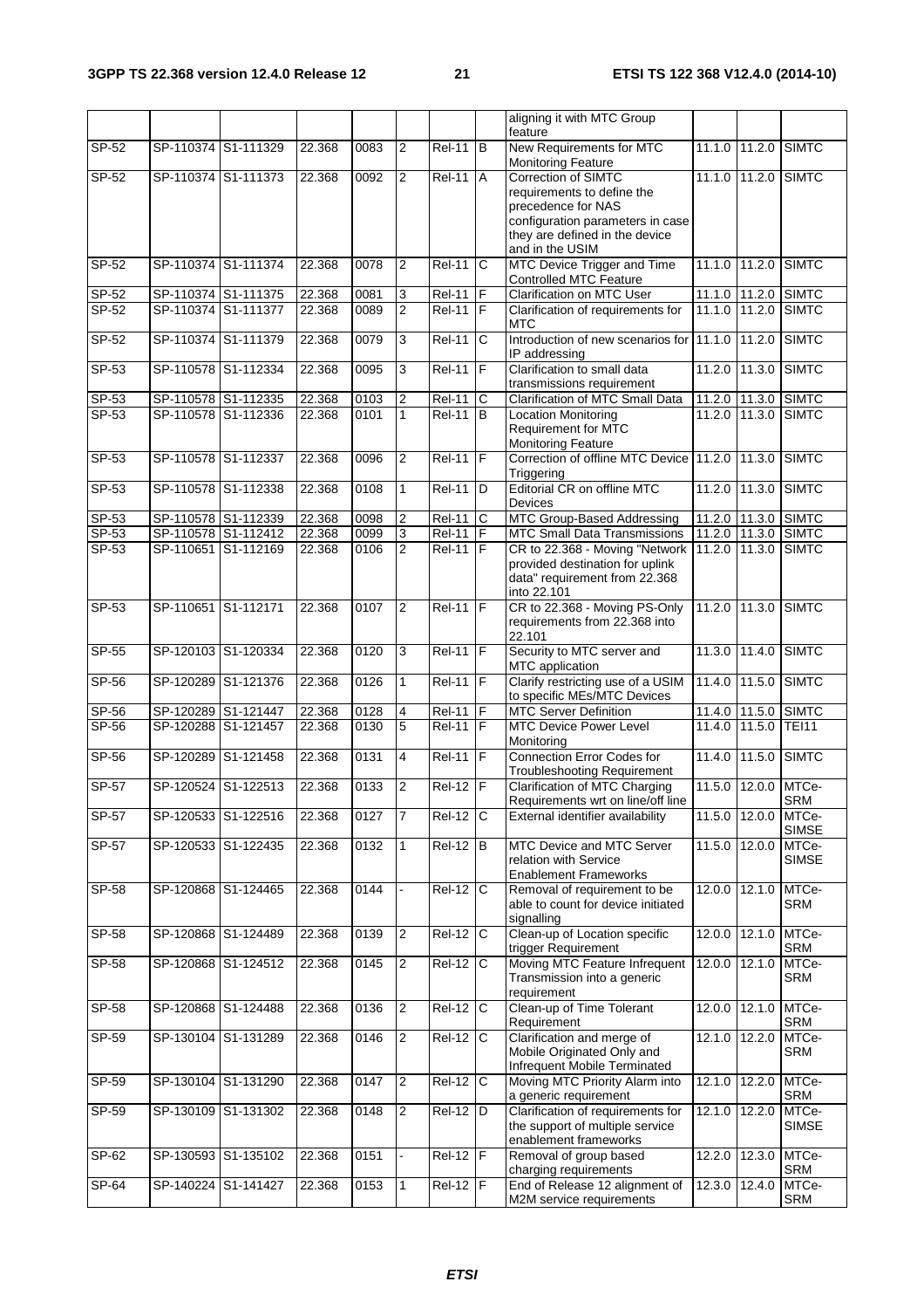|  |  |  |  |  |  |  |  | aligning it with MTC Group feature |  |  |  |
|---|---|---|---|---|---|---|---|---|---|---|---|
| SP-52 | SP-110374 | S1-111329 | 22.368 | 0083 | 2 | Rel-11 | B | New Requirements for MTC Monitoring Feature | 11.1.0 | 11.2.0 | SIMTC |
| SP-52 | SP-110374 | S1-111373 | 22.368 | 0092 | 2 | Rel-11 | A | Correction of SIMTC requirements to define the precedence for NAS configuration parameters in case they are defined in the device and in the USIM | 11.1.0 | 11.2.0 | SIMTC |
| SP-52 | SP-110374 | S1-111374 | 22.368 | 0078 | 2 | Rel-11 | C | MTC Device Trigger and Time Controlled MTC Feature | 11.1.0 | 11.2.0 | SIMTC |
| SP-52 | SP-110374 | S1-111375 | 22.368 | 0081 | 3 | Rel-11 | F | Clarification on MTC User | 11.1.0 | 11.2.0 | SIMTC |
| SP-52 | SP-110374 | S1-111377 | 22.368 | 0089 | 2 | Rel-11 | F | Clarification of requirements for MTC | 11.1.0 | 11.2.0 | SIMTC |
| SP-52 | SP-110374 | S1-111379 | 22.368 | 0079 | 3 | Rel-11 | C | Introduction of new scenarios for IP addressing | 11.1.0 | 11.2.0 | SIMTC |
| SP-53 | SP-110578 | S1-112334 | 22.368 | 0095 | 3 | Rel-11 | F | Clarification to small data transmissions requirement | 11.2.0 | 11.3.0 | SIMTC |
| SP-53 | SP-110578 | S1-112335 | 22.368 | 0103 | 2 | Rel-11 | C | Clarification of MTC Small Data | 11.2.0 | 11.3.0 | SIMTC |
| SP-53 | SP-110578 | S1-112336 | 22.368 | 0101 | 1 | Rel-11 | B | Location Monitoring Requirement for MTC Monitoring Feature | 11.2.0 | 11.3.0 | SIMTC |
| SP-53 | SP-110578 | S1-112337 | 22.368 | 0096 | 2 | Rel-11 | F | Correction of offline MTC Device Triggering | 11.2.0 | 11.3.0 | SIMTC |
| SP-53 | SP-110578 | S1-112338 | 22.368 | 0108 | 1 | Rel-11 | D | Editorial CR on offline MTC Devices | 11.2.0 | 11.3.0 | SIMTC |
| SP-53 | SP-110578 | S1-112339 | 22.368 | 0098 | 2 | Rel-11 | C | MTC Group-Based Addressing | 11.2.0 | 11.3.0 | SIMTC |
| SP-53 | SP-110578 | S1-112412 | 22.368 | 0099 | 3 | Rel-11 | F | MTC Small Data Transmissions | 11.2.0 | 11.3.0 | SIMTC |
| SP-53 | SP-110651 | S1-112169 | 22.368 | 0106 | 2 | Rel-11 | F | CR to 22.368 - Moving "Network provided destination for uplink data" requirement from 22.368 into 22.101 | 11.2.0 | 11.3.0 | SIMTC |
| SP-53 | SP-110651 | S1-112171 | 22.368 | 0107 | 2 | Rel-11 | F | CR to 22.368 - Moving PS-Only requirements from 22.368 into 22.101 | 11.2.0 | 11.3.0 | SIMTC |
| SP-55 | SP-120103 | S1-120334 | 22.368 | 0120 | 3 | Rel-11 | F | Security to MTC server and MTC application | 11.3.0 | 11.4.0 | SIMTC |
| SP-56 | SP-120289 | S1-121376 | 22.368 | 0126 | 1 | Rel-11 | F | Clarify restricting use of a USIM to specific MEs/MTC Devices | 11.4.0 | 11.5.0 | SIMTC |
| SP-56 | SP-120289 | S1-121447 | 22.368 | 0128 | 4 | Rel-11 | F | MTC Server Definition | 11.4.0 | 11.5.0 | SIMTC |
| SP-56 | SP-120288 | S1-121457 | 22.368 | 0130 | 5 | Rel-11 | F | MTC Device Power Level Monitoring | 11.4.0 | 11.5.0 | TEI11 |
| SP-56 | SP-120289 | S1-121458 | 22.368 | 0131 | 4 | Rel-11 | F | Connection Error Codes for Troubleshooting Requirement | 11.4.0 | 11.5.0 | SIMTC |
| SP-57 | SP-120524 | S1-122513 | 22.368 | 0133 | 2 | Rel-12 | F | Clarification of MTC Charging Requirements wrt on line/off line | 11.5.0 | 12.0.0 | MTCe-SRM |
| SP-57 | SP-120533 | S1-122516 | 22.368 | 0127 | 7 | Rel-12 | C | External identifier availability | 11.5.0 | 12.0.0 | MTCe-SIMSE |
| SP-57 | SP-120533 | S1-122435 | 22.368 | 0132 | 1 | Rel-12 | B | MTC Device and MTC Server relation with Service Enablement Frameworks | 11.5.0 | 12.0.0 | MTCe-SIMSE |
| SP-58 | SP-120868 | S1-124465 | 22.368 | 0144 | - | Rel-12 | C | Removal of requirement to be able to count for device initiated signalling | 12.0.0 | 12.1.0 | MTCe-SRM |
| SP-58 | SP-120868 | S1-124489 | 22.368 | 0139 | 2 | Rel-12 | C | Clean-up of Location specific trigger Requirement | 12.0.0 | 12.1.0 | MTCe-SRM |
| SP-58 | SP-120868 | S1-124512 | 22.368 | 0145 | 2 | Rel-12 | C | Moving MTC Feature Infrequent Transmission into a generic requirement | 12.0.0 | 12.1.0 | MTCe-SRM |
| SP-58 | SP-120868 | S1-124488 | 22.368 | 0136 | 2 | Rel-12 | C | Clean-up of Time Tolerant Requirement | 12.0.0 | 12.1.0 | MTCe-SRM |
| SP-59 | SP-130104 | S1-131289 | 22.368 | 0146 | 2 | Rel-12 | C | Clarification and merge of Mobile Originated Only and Infrequent Mobile Terminated | 12.1.0 | 12.2.0 | MTCe-SRM |
| SP-59 | SP-130104 | S1-131290 | 22.368 | 0147 | 2 | Rel-12 | C | Moving MTC Priority Alarm into a generic requirement | 12.1.0 | 12.2.0 | MTCe-SRM |
| SP-59 | SP-130109 | S1-131302 | 22.368 | 0148 | 2 | Rel-12 | D | Clarification of requirements for the support of multiple service enablement frameworks | 12.1.0 | 12.2.0 | MTCe-SIMSE |
| SP-62 | SP-130593 | S1-135102 | 22.368 | 0151 | - | Rel-12 | F | Removal of group based charging requirements | 12.2.0 | 12.3.0 | MTCe-SRM |
| SP-64 | SP-140224 | S1-141427 | 22.368 | 0153 | 1 | Rel-12 | F | End of Release 12 alignment of M2M service requirements | 12.3.0 | 12.4.0 | MTCe-SRM |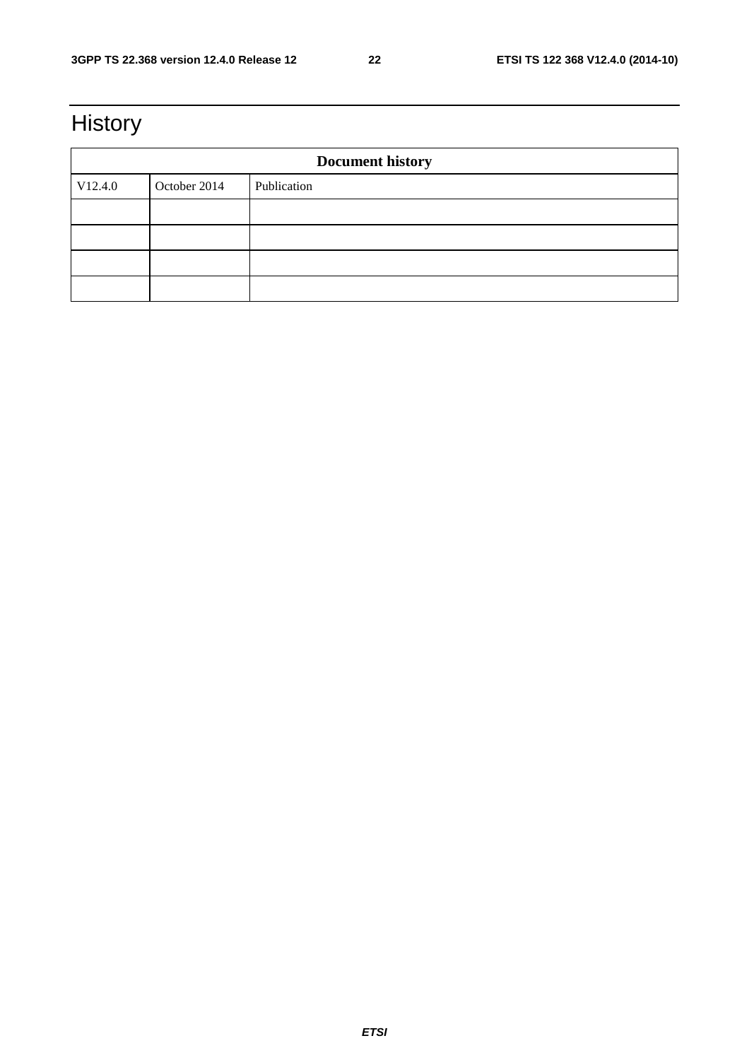# History

| Document history | | |
|---|---|---|
| V12.4.0 | October 2014 | Publication |
| | | |
| | | |
| | | |
| | | |